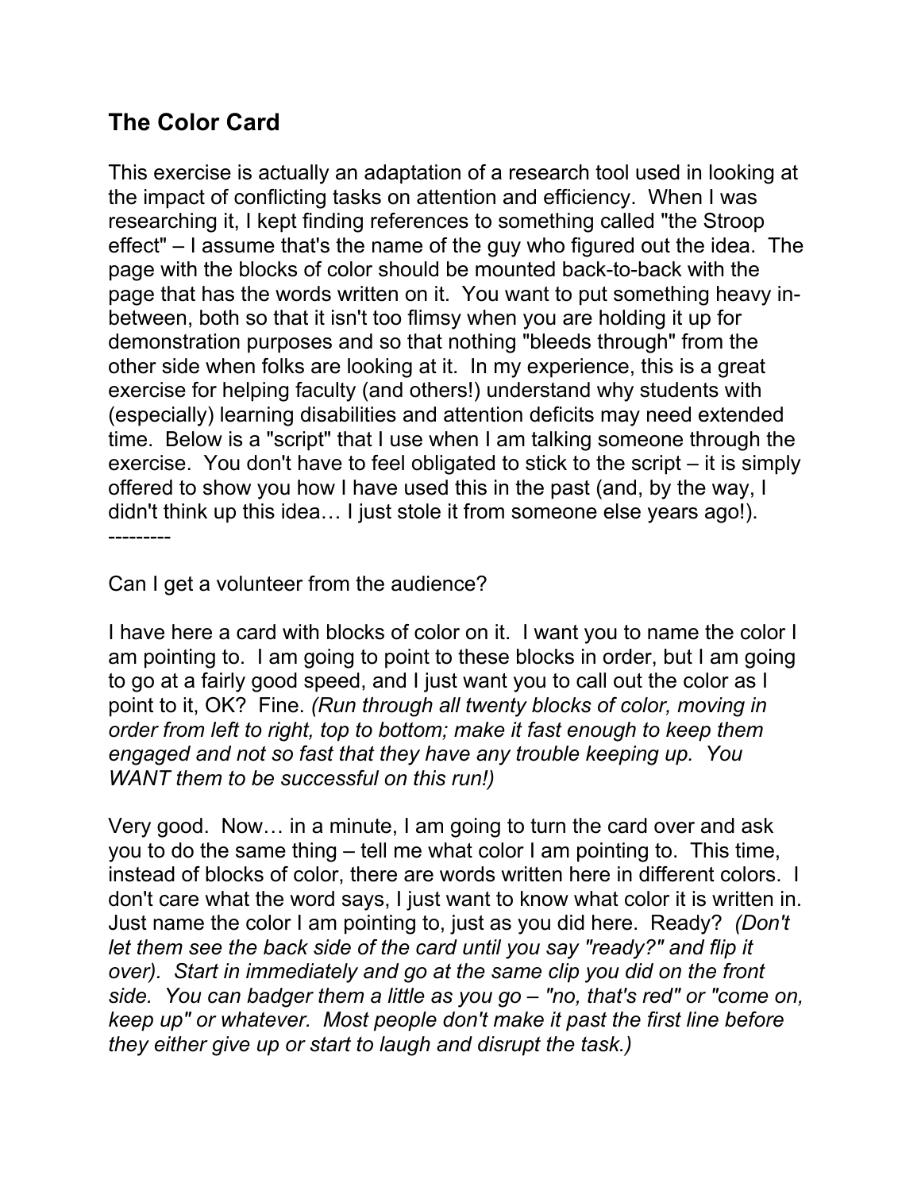## The Color Card

This exercise is actually an adaptation of a research tool used in looking at the impact of conflicting tasks on attention and efficiency. When I was researching it, I kept finding references to something called "the Stroop effect" – I assume that's the name of the guy who figured out the idea. The page with the blocks of color should be mounted back-to-back with the page that has the words written on it. You want to put something heavy in-between, both so that it isn't too flimsy when you are holding it up for demonstration purposes and so that nothing "bleeds through" from the other side when folks are looking at it. In my experience, this is a great exercise for helping faculty (and others!) understand why students with (especially) learning disabilities and attention deficits may need extended time. Below is a "script" that I use when I am talking someone through the exercise. You don't have to feel obligated to stick to the script – it is simply offered to show you how I have used this in the past (and, by the way, I didn't think up this idea… I just stole it from someone else years ago!).

---------

Can I get a volunteer from the audience?

I have here a card with blocks of color on it. I want you to name the color I am pointing to. I am going to point to these blocks in order, but I am going to go at a fairly good speed, and I just want you to call out the color as I point to it, OK? Fine. *(Run through all twenty blocks of color, moving in order from left to right, top to bottom; make it fast enough to keep them engaged and not so fast that they have any trouble keeping up. You WANT them to be successful on this run!)*

Very good. Now… in a minute, I am going to turn the card over and ask you to do the same thing – tell me what color I am pointing to. This time, instead of blocks of color, there are words written here in different colors. I don't care what the word says, I just want to know what color it is written in. Just name the color I am pointing to, just as you did here. Ready? *(Don't let them see the back side of the card until you say "ready?" and flip it over). Start in immediately and go at the same clip you did on the front side. You can badger them a little as you go – "no, that's red" or "come on, keep up" or whatever. Most people don't make it past the first line before they either give up or start to laugh and disrupt the task.)*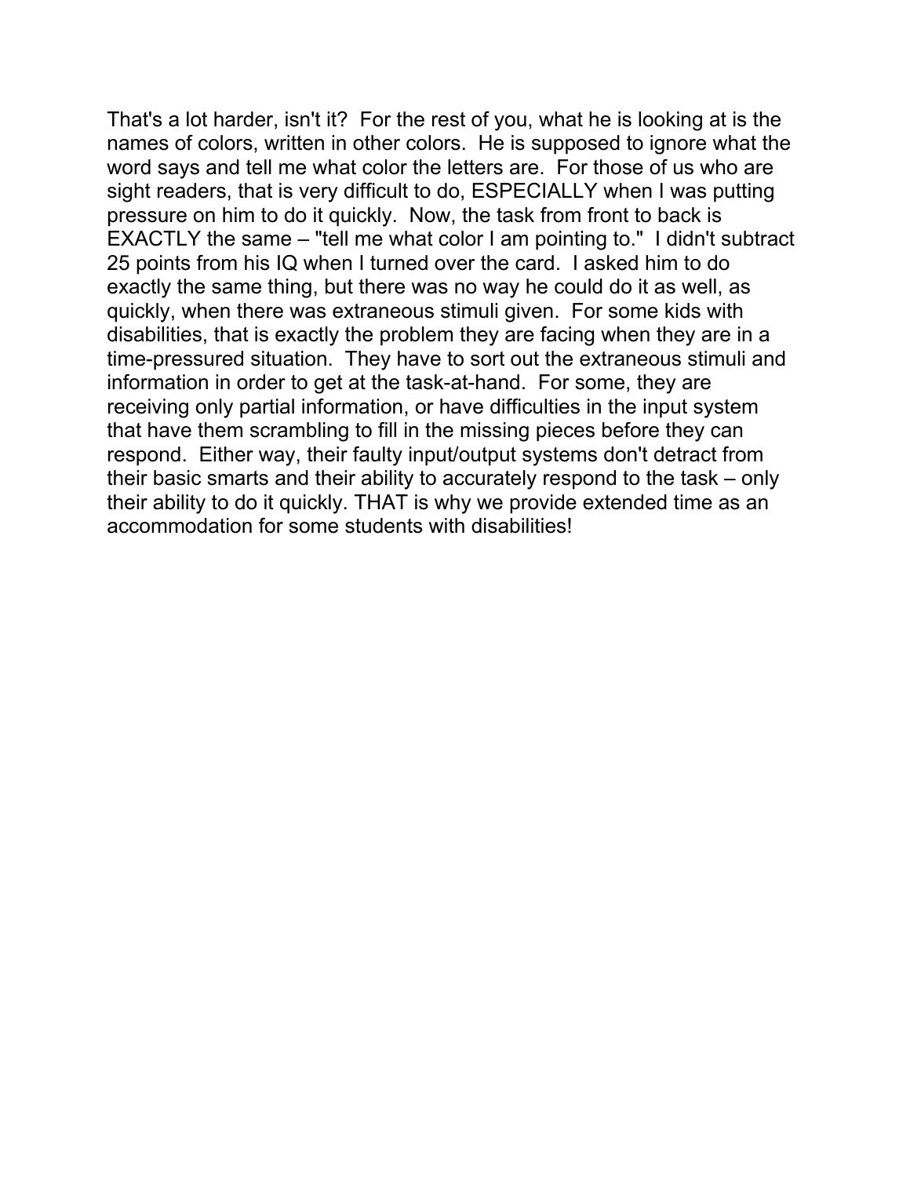That's a lot harder, isn't it? For the rest of you, what he is looking at is the names of colors, written in other colors. He is supposed to ignore what the word says and tell me what color the letters are. For those of us who are sight readers, that is very difficult to do, ESPECIALLY when I was putting pressure on him to do it quickly. Now, the task from front to back is EXACTLY the same – "tell me what color I am pointing to." I didn't subtract 25 points from his IQ when I turned over the card. I asked him to do exactly the same thing, but there was no way he could do it as well, as quickly, when there was extraneous stimuli given. For some kids with disabilities, that is exactly the problem they are facing when they are in a time-pressured situation. They have to sort out the extraneous stimuli and information in order to get at the task-at-hand. For some, they are receiving only partial information, or have difficulties in the input system that have them scrambling to fill in the missing pieces before they can respond. Either way, their faulty input/output systems don't detract from their basic smarts and their ability to accurately respond to the task – only their ability to do it quickly. THAT is why we provide extended time as an accommodation for some students with disabilities!